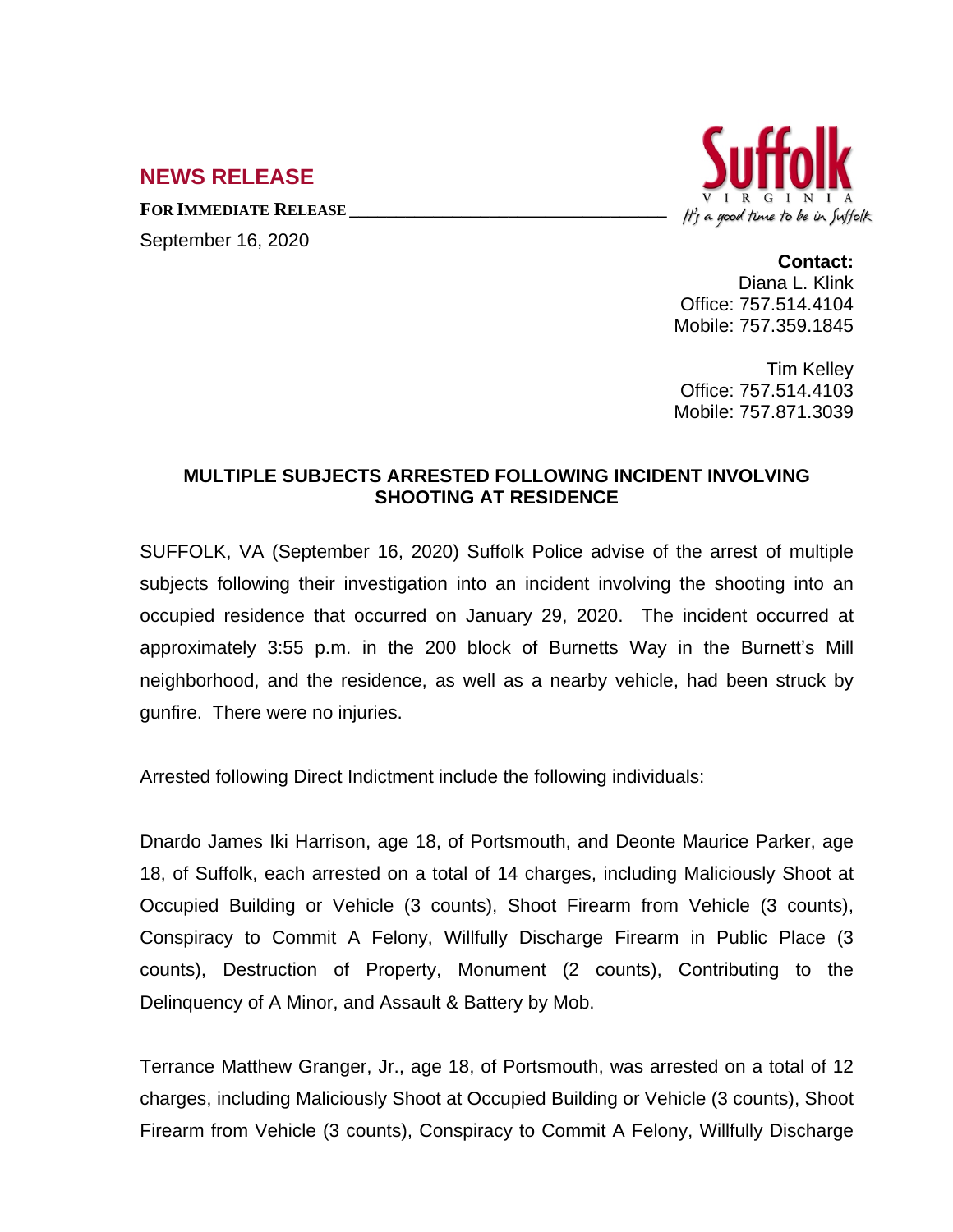## NEWS RELEASE

**FOR IMMEDIATE RELEASE**

September 16, 2020

Suffolk VIRGINIA It's a good time to be in Suffolk

**Contact:**
Diana L. Klink
Office: 757.514.4104
Mobile: 757.359.1845

Tim Kelley
Office: 757.514.4103
Mobile: 757.871.3039

### MULTIPLE SUBJECTS ARRESTED FOLLOWING INCIDENT INVOLVING SHOOTING AT RESIDENCE

SUFFOLK, VA (September 16, 2020) Suffolk Police advise of the arrest of multiple subjects following their investigation into an incident involving the shooting into an occupied residence that occurred on January 29, 2020. The incident occurred at approximately 3:55 p.m. in the 200 block of Burnetts Way in the Burnett's Mill neighborhood, and the residence, as well as a nearby vehicle, had been struck by gunfire. There were no injuries.

Arrested following Direct Indictment include the following individuals:

Dnardo James Iki Harrison, age 18, of Portsmouth, and Deonte Maurice Parker, age 18, of Suffolk, each arrested on a total of 14 charges, including Maliciously Shoot at Occupied Building or Vehicle (3 counts), Shoot Firearm from Vehicle (3 counts), Conspiracy to Commit A Felony, Willfully Discharge Firearm in Public Place (3 counts), Destruction of Property, Monument (2 counts), Contributing to the Delinquency of A Minor, and Assault & Battery by Mob.

Terrance Matthew Granger, Jr., age 18, of Portsmouth, was arrested on a total of 12 charges, including Maliciously Shoot at Occupied Building or Vehicle (3 counts), Shoot Firearm from Vehicle (3 counts), Conspiracy to Commit A Felony, Willfully Discharge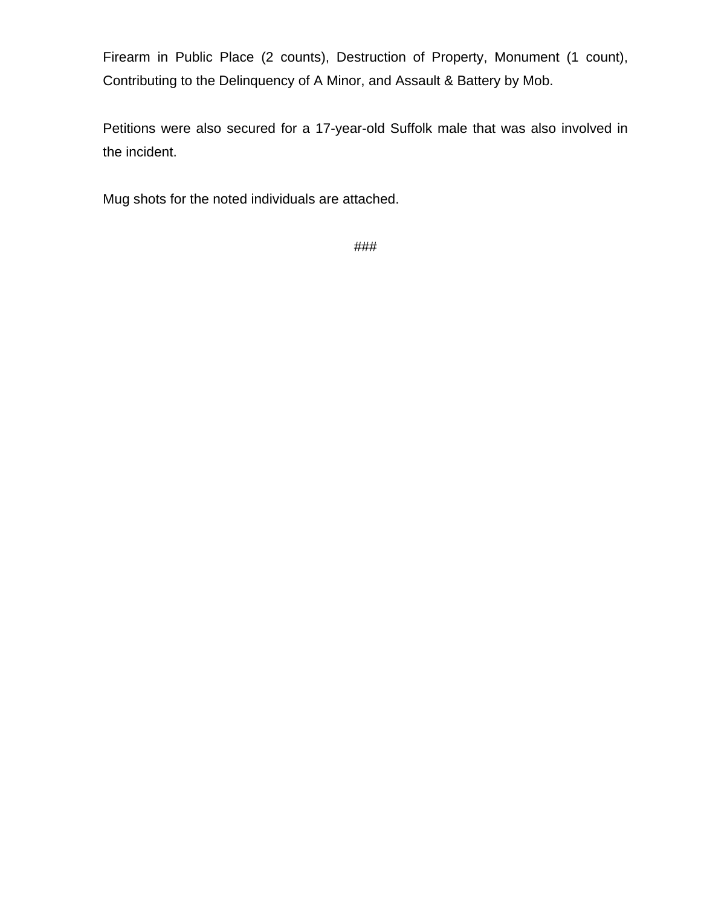Firearm in Public Place (2 counts), Destruction of Property, Monument (1 count), Contributing to the Delinquency of A Minor, and Assault & Battery by Mob.

Petitions were also secured for a 17-year-old Suffolk male that was also involved in the incident.

Mug shots for the noted individuals are attached.

###